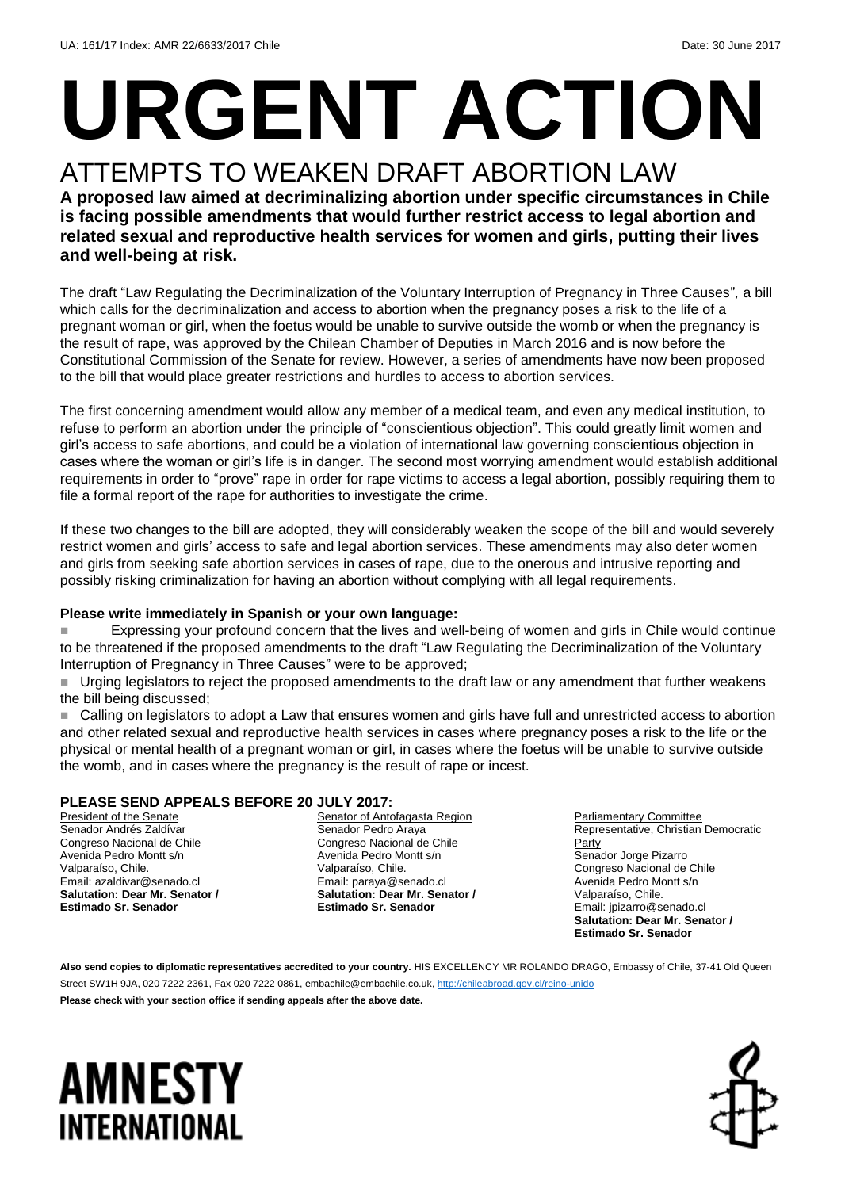UA: 161/17 Index: AMR 22/6633/2017 Chile Date: 30 June 2017

# URGENT ACTION

## ATTEMPTS TO WEAKEN DRAFT ABORTION LAW

**A proposed law aimed at decriminalizing abortion under specific circumstances in Chile is facing possible amendments that would further restrict access to legal abortion and related sexual and reproductive health services for women and girls, putting their lives and well-being at risk.**

The draft "Law Regulating the Decriminalization of the Voluntary Interruption of Pregnancy in Three Causes", a bill which calls for the decriminalization and access to abortion when the pregnancy poses a risk to the life of a pregnant woman or girl, when the foetus would be unable to survive outside the womb or when the pregnancy is the result of rape, was approved by the Chilean Chamber of Deputies in March 2016 and is now before the Constitutional Commission of the Senate for review. However, a series of amendments have now been proposed to the bill that would place greater restrictions and hurdles to access to abortion services.

The first concerning amendment would allow any member of a medical team, and even any medical institution, to refuse to perform an abortion under the principle of "conscientious objection". This could greatly limit women and girl's access to safe abortions, and could be a violation of international law governing conscientious objection in cases where the woman or girl's life is in danger. The second most worrying amendment would establish additional requirements in order to "prove" rape in order for rape victims to access a legal abortion, possibly requiring them to file a formal report of the rape for authorities to investigate the crime.

If these two changes to the bill are adopted, they will considerably weaken the scope of the bill and would severely restrict women and girls' access to safe and legal abortion services. These amendments may also deter women and girls from seeking safe abortion services in cases of rape, due to the onerous and intrusive reporting and possibly risking criminalization for having an abortion without complying with all legal requirements.

**Please write immediately in Spanish or your own language:**

- Expressing your profound concern that the lives and well-being of women and girls in Chile would continue to be threatened if the proposed amendments to the draft "Law Regulating the Decriminalization of the Voluntary Interruption of Pregnancy in Three Causes" were to be approved;
- Urging legislators to reject the proposed amendments to the draft law or any amendment that further weakens the bill being discussed;
- Calling on legislators to adopt a Law that ensures women and girls have full and unrestricted access to abortion and other related sexual and reproductive health services in cases where pregnancy poses a risk to the life or the physical or mental health of a pregnant woman or girl, in cases where the foetus will be unable to survive outside the womb, and in cases where the pregnancy is the result of rape or incest.

**PLEASE SEND APPEALS BEFORE 20 JULY 2017:**

President of the Senate
Senador Andrés Zaldívar
Congreso Nacional de Chile
Avenida Pedro Montt s/n
Valparaíso, Chile.
Email: azaldivar@senado.cl
**Salutation: Dear Mr. Senator / Estimado Sr. Senador**

Senator of Antofagasta Region
Senador Pedro Araya
Congreso Nacional de Chile
Avenida Pedro Montt s/n
Valparaíso, Chile.
Email: paraya@senado.cl
**Salutation: Dear Mr. Senator / Estimado Sr. Senador**

Parliamentary Committee Representative, Christian Democratic Party
Senador Jorge Pizarro
Congreso Nacional de Chile
Avenida Pedro Montt s/n
Valparaíso, Chile.
Email: jpizarro@senado.cl
**Salutation: Dear Mr. Senator / Estimado Sr. Senador**

**Also send copies to diplomatic representatives accredited to your country.** HIS EXCELLENCY MR ROLANDO DRAGO, Embassy of Chile, 37-41 Old Queen Street SW1H 9JA, 020 7222 2361, Fax 020 7222 0861, embachile@embachile.co.uk, http://chileabroad.gov.cl/reino-unido

**Please check with your section office if sending appeals after the above date.**

AMNESTY INTERNATIONAL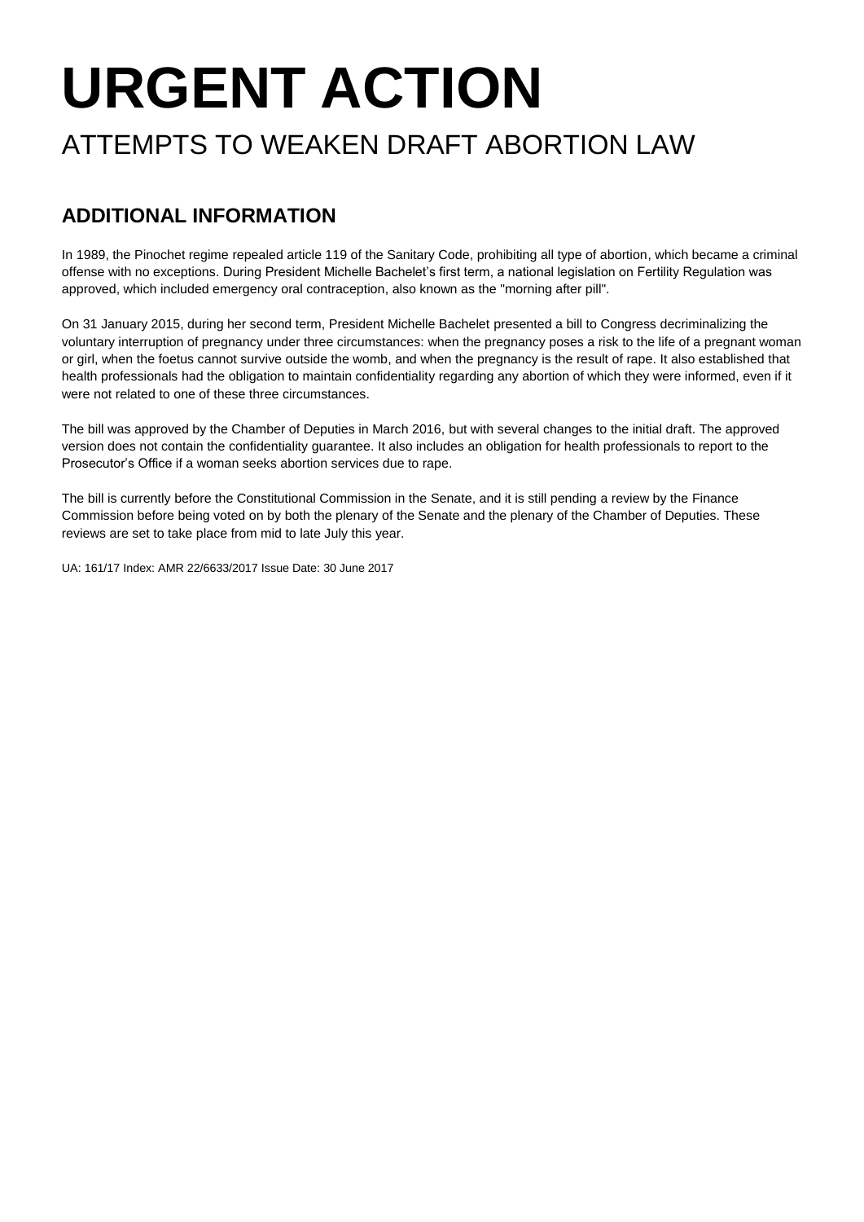# URGENT ACTION

## ATTEMPTS TO WEAKEN DRAFT ABORTION LAW

### ADDITIONAL INFORMATION

In 1989, the Pinochet regime repealed article 119 of the Sanitary Code, prohibiting all type of abortion, which became a criminal offense with no exceptions. During President Michelle Bachelet's first term, a national legislation on Fertility Regulation was approved, which included emergency oral contraception, also known as the "morning after pill".

On 31 January 2015, during her second term, President Michelle Bachelet presented a bill to Congress decriminalizing the voluntary interruption of pregnancy under three circumstances: when the pregnancy poses a risk to the life of a pregnant woman or girl, when the foetus cannot survive outside the womb, and when the pregnancy is the result of rape. It also established that health professionals had the obligation to maintain confidentiality regarding any abortion of which they were informed, even if it were not related to one of these three circumstances.

The bill was approved by the Chamber of Deputies in March 2016, but with several changes to the initial draft. The approved version does not contain the confidentiality guarantee. It also includes an obligation for health professionals to report to the Prosecutor's Office if a woman seeks abortion services due to rape.

The bill is currently before the Constitutional Commission in the Senate, and it is still pending a review by the Finance Commission before being voted on by both the plenary of the Senate and the plenary of the Chamber of Deputies. These reviews are set to take place from mid to late July this year.

UA: 161/17 Index: AMR 22/6633/2017 Issue Date: 30 June 2017